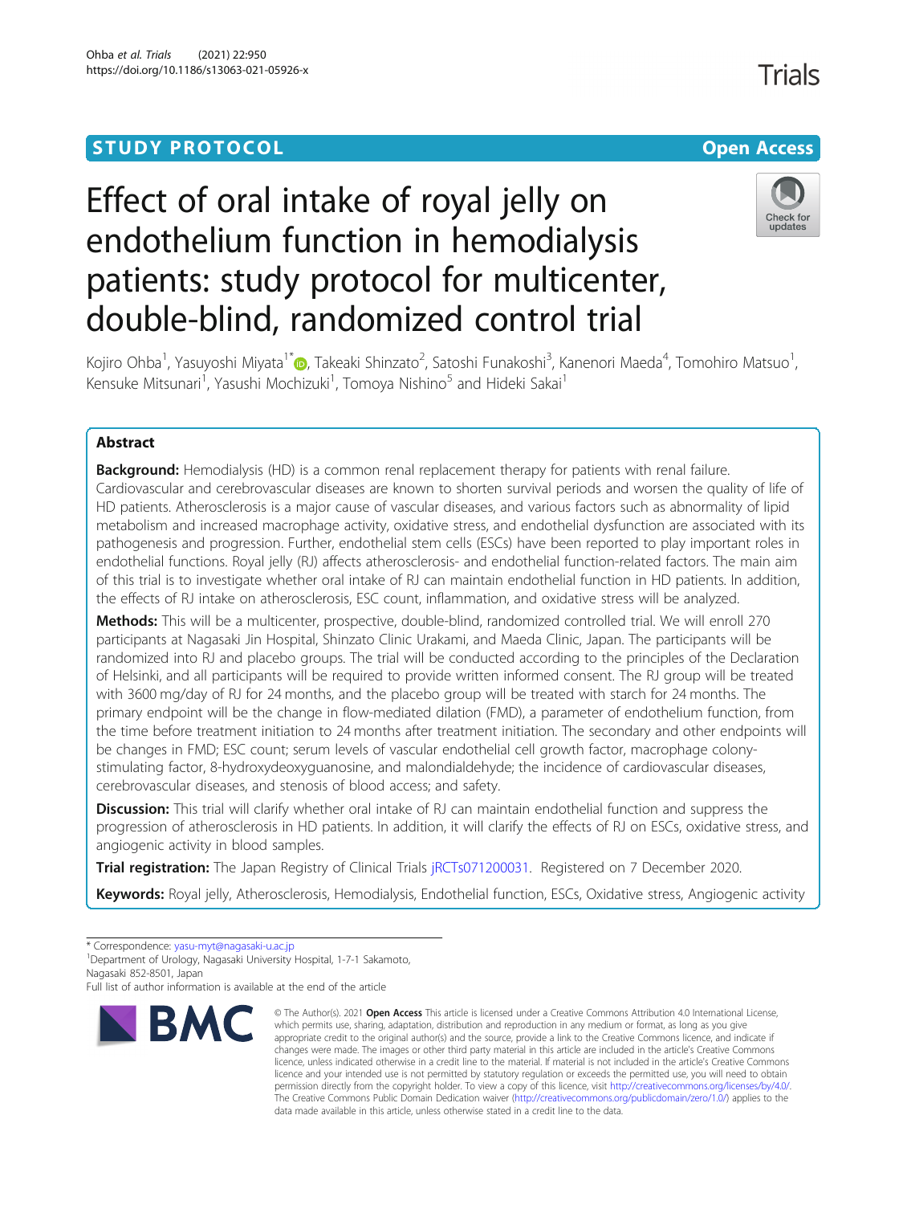STUDY PROTOCOL

Open Access

# Effect of oral intake of royal jelly on endothelium function in hemodialysis patients: study protocol for multicenter, double-blind, randomized control trial

Kojiro Ohba[1], Yasuyoshi Miyata[1*], Takeaki Shinzato[2], Satoshi Funakoshi[3], Kanenori Maeda[4], Tomohiro Matsuo[1], Kensuke Mitsunari[1], Yasushi Mochizuki[1], Tomoya Nishino[5] and Hideki Sakai[1]

## Abstract

**Background:** Hemodialysis (HD) is a common renal replacement therapy for patients with renal failure. Cardiovascular and cerebrovascular diseases are known to shorten survival periods and worsen the quality of life of HD patients. Atherosclerosis is a major cause of vascular diseases, and various factors such as abnormality of lipid metabolism and increased macrophage activity, oxidative stress, and endothelial dysfunction are associated with its pathogenesis and progression. Further, endothelial stem cells (ESCs) have been reported to play important roles in endothelial functions. Royal jelly (RJ) affects atherosclerosis- and endothelial function-related factors. The main aim of this trial is to investigate whether oral intake of RJ can maintain endothelial function in HD patients. In addition, the effects of RJ intake on atherosclerosis, ESC count, inflammation, and oxidative stress will be analyzed.

**Methods:** This will be a multicenter, prospective, double-blind, randomized controlled trial. We will enroll 270 participants at Nagasaki Jin Hospital, Shinzato Clinic Urakami, and Maeda Clinic, Japan. The participants will be randomized into RJ and placebo groups. The trial will be conducted according to the principles of the Declaration of Helsinki, and all participants will be required to provide written informed consent. The RJ group will be treated with 3600 mg/day of RJ for 24 months, and the placebo group will be treated with starch for 24 months. The primary endpoint will be the change in flow-mediated dilation (FMD), a parameter of endothelium function, from the time before treatment initiation to 24 months after treatment initiation. The secondary and other endpoints will be changes in FMD; ESC count; serum levels of vascular endothelial cell growth factor, macrophage colony-stimulating factor, 8-hydroxydeoxyguanosine, and malondialdehyde; the incidence of cardiovascular diseases, cerebrovascular diseases, and stenosis of blood access; and safety.

**Discussion:** This trial will clarify whether oral intake of RJ can maintain endothelial function and suppress the progression of atherosclerosis in HD patients. In addition, it will clarify the effects of RJ on ESCs, oxidative stress, and angiogenic activity in blood samples.

**Trial registration:** The Japan Registry of Clinical Trials jRCTs071200031. Registered on 7 December 2020.

**Keywords:** Royal jelly, Atherosclerosis, Hemodialysis, Endothelial function, ESCs, Oxidative stress, Angiogenic activity

\* Correspondence: yasu-myt@nagasaki-u.ac.jp

[1]Department of Urology, Nagasaki University Hospital, 1-7-1 Sakamoto, Nagasaki 852-8501, Japan

Full list of author information is available at the end of the article

© The Author(s). 2021 **Open Access** This article is licensed under a Creative Commons Attribution 4.0 International License, which permits use, sharing, adaptation, distribution and reproduction in any medium or format, as long as you give appropriate credit to the original author(s) and the source, provide a link to the Creative Commons licence, and indicate if changes were made. The images or other third party material in this article are included in the article's Creative Commons licence, unless indicated otherwise in a credit line to the material. If material is not included in the article's Creative Commons licence and your intended use is not permitted by statutory regulation or exceeds the permitted use, you will need to obtain permission directly from the copyright holder. To view a copy of this licence, visit http://creativecommons.org/licenses/by/4.0/. The Creative Commons Public Domain Dedication waiver (http://creativecommons.org/publicdomain/zero/1.0/) applies to the data made available in this article, unless otherwise stated in a credit line to the data.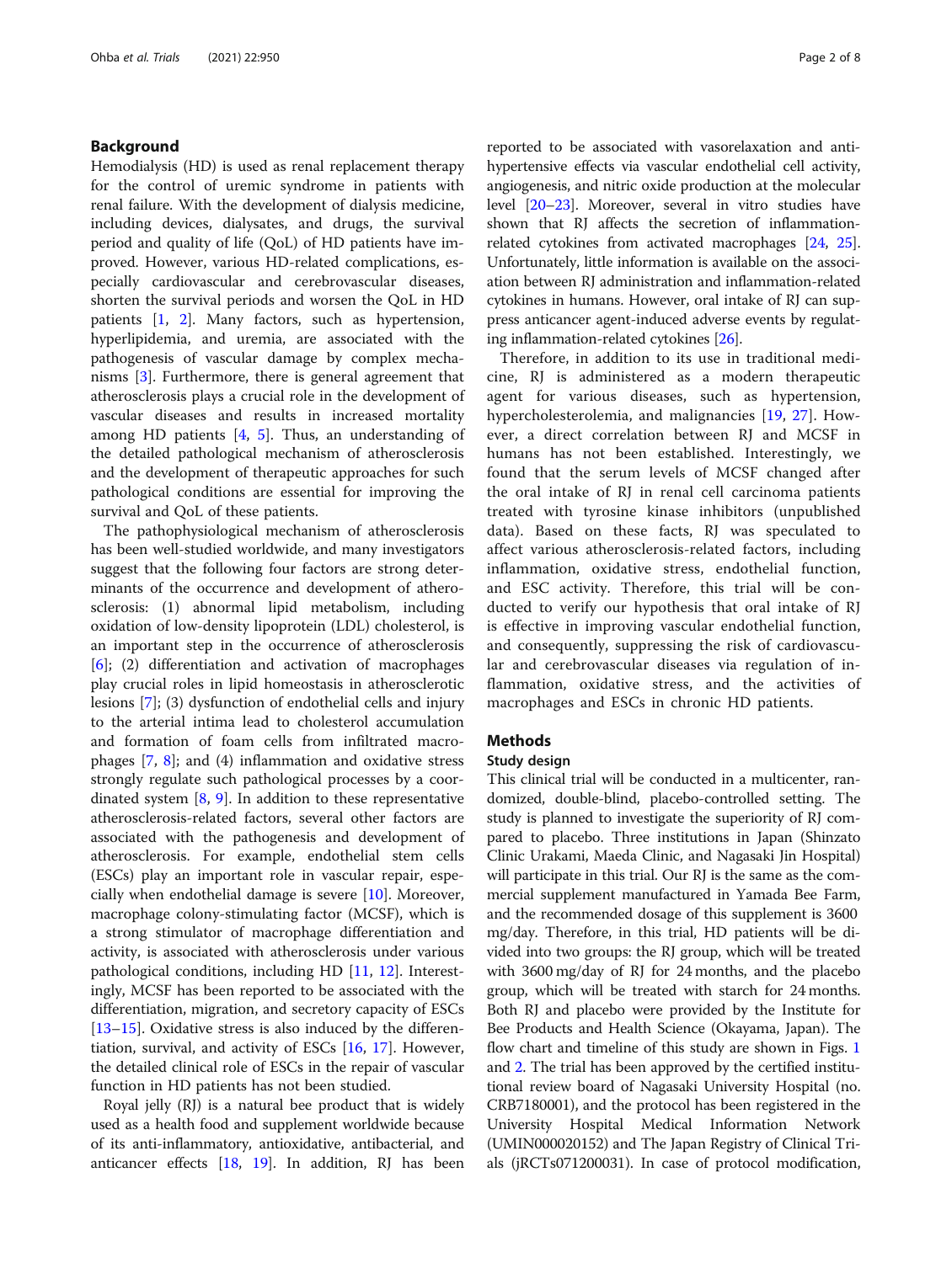## Background

Hemodialysis (HD) is used as renal replacement therapy for the control of uremic syndrome in patients with renal failure. With the development of dialysis medicine, including devices, dialysates, and drugs, the survival period and quality of life (QoL) of HD patients have improved. However, various HD-related complications, especially cardiovascular and cerebrovascular diseases, shorten the survival periods and worsen the QoL in HD patients [1, 2]. Many factors, such as hypertension, hyperlipidemia, and uremia, are associated with the pathogenesis of vascular damage by complex mechanisms [3]. Furthermore, there is general agreement that atherosclerosis plays a crucial role in the development of vascular diseases and results in increased mortality among HD patients [4, 5]. Thus, an understanding of the detailed pathological mechanism of atherosclerosis and the development of therapeutic approaches for such pathological conditions are essential for improving the survival and QoL of these patients.

The pathophysiological mechanism of atherosclerosis has been well-studied worldwide, and many investigators suggest that the following four factors are strong determinants of the occurrence and development of atherosclerosis: (1) abnormal lipid metabolism, including oxidation of low-density lipoprotein (LDL) cholesterol, is an important step in the occurrence of atherosclerosis [6]; (2) differentiation and activation of macrophages play crucial roles in lipid homeostasis in atherosclerotic lesions [7]; (3) dysfunction of endothelial cells and injury to the arterial intima lead to cholesterol accumulation and formation of foam cells from infiltrated macrophages [7, 8]; and (4) inflammation and oxidative stress strongly regulate such pathological processes by a coordinated system [8, 9]. In addition to these representative atherosclerosis-related factors, several other factors are associated with the pathogenesis and development of atherosclerosis. For example, endothelial stem cells (ESCs) play an important role in vascular repair, especially when endothelial damage is severe [10]. Moreover, macrophage colony-stimulating factor (MCSF), which is a strong stimulator of macrophage differentiation and activity, is associated with atherosclerosis under various pathological conditions, including HD [11, 12]. Interestingly, MCSF has been reported to be associated with the differentiation, migration, and secretory capacity of ESCs [13–15]. Oxidative stress is also induced by the differentiation, survival, and activity of ESCs [16, 17]. However, the detailed clinical role of ESCs in the repair of vascular function in HD patients has not been studied.

Royal jelly (RJ) is a natural bee product that is widely used as a health food and supplement worldwide because of its anti-inflammatory, antioxidative, antibacterial, and anticancer effects [18, 19]. In addition, RJ has been reported to be associated with vasorelaxation and anti-hypertensive effects via vascular endothelial cell activity, angiogenesis, and nitric oxide production at the molecular level [20–23]. Moreover, several in vitro studies have shown that RJ affects the secretion of inflammation-related cytokines from activated macrophages [24, 25]. Unfortunately, little information is available on the association between RJ administration and inflammation-related cytokines in humans. However, oral intake of RJ can suppress anticancer agent-induced adverse events by regulating inflammation-related cytokines [26].

Therefore, in addition to its use in traditional medicine, RJ is administered as a modern therapeutic agent for various diseases, such as hypertension, hypercholesterolemia, and malignancies [19, 27]. However, a direct correlation between RJ and MCSF in humans has not been established. Interestingly, we found that the serum levels of MCSF changed after the oral intake of RJ in renal cell carcinoma patients treated with tyrosine kinase inhibitors (unpublished data). Based on these facts, RJ was speculated to affect various atherosclerosis-related factors, including inflammation, oxidative stress, endothelial function, and ESC activity. Therefore, this trial will be conducted to verify our hypothesis that oral intake of RJ is effective in improving vascular endothelial function, and consequently, suppressing the risk of cardiovascular and cerebrovascular diseases via regulation of inflammation, oxidative stress, and the activities of macrophages and ESCs in chronic HD patients.

## Methods

### Study design

This clinical trial will be conducted in a multicenter, randomized, double-blind, placebo-controlled setting. The study is planned to investigate the superiority of RJ compared to placebo. Three institutions in Japan (Shinzato Clinic Urakami, Maeda Clinic, and Nagasaki Jin Hospital) will participate in this trial. Our RJ is the same as the commercial supplement manufactured in Yamada Bee Farm, and the recommended dosage of this supplement is 3600 mg/day. Therefore, in this trial, HD patients will be divided into two groups: the RJ group, which will be treated with 3600 mg/day of RJ for 24 months, and the placebo group, which will be treated with starch for 24 months. Both RJ and placebo were provided by the Institute for Bee Products and Health Science (Okayama, Japan). The flow chart and timeline of this study are shown in Figs. 1 and 2. The trial has been approved by the certified institutional review board of Nagasaki University Hospital (no. CRB7180001), and the protocol has been registered in the University Hospital Medical Information Network (UMIN000020152) and The Japan Registry of Clinical Trials (jRCTs071200031). In case of protocol modification,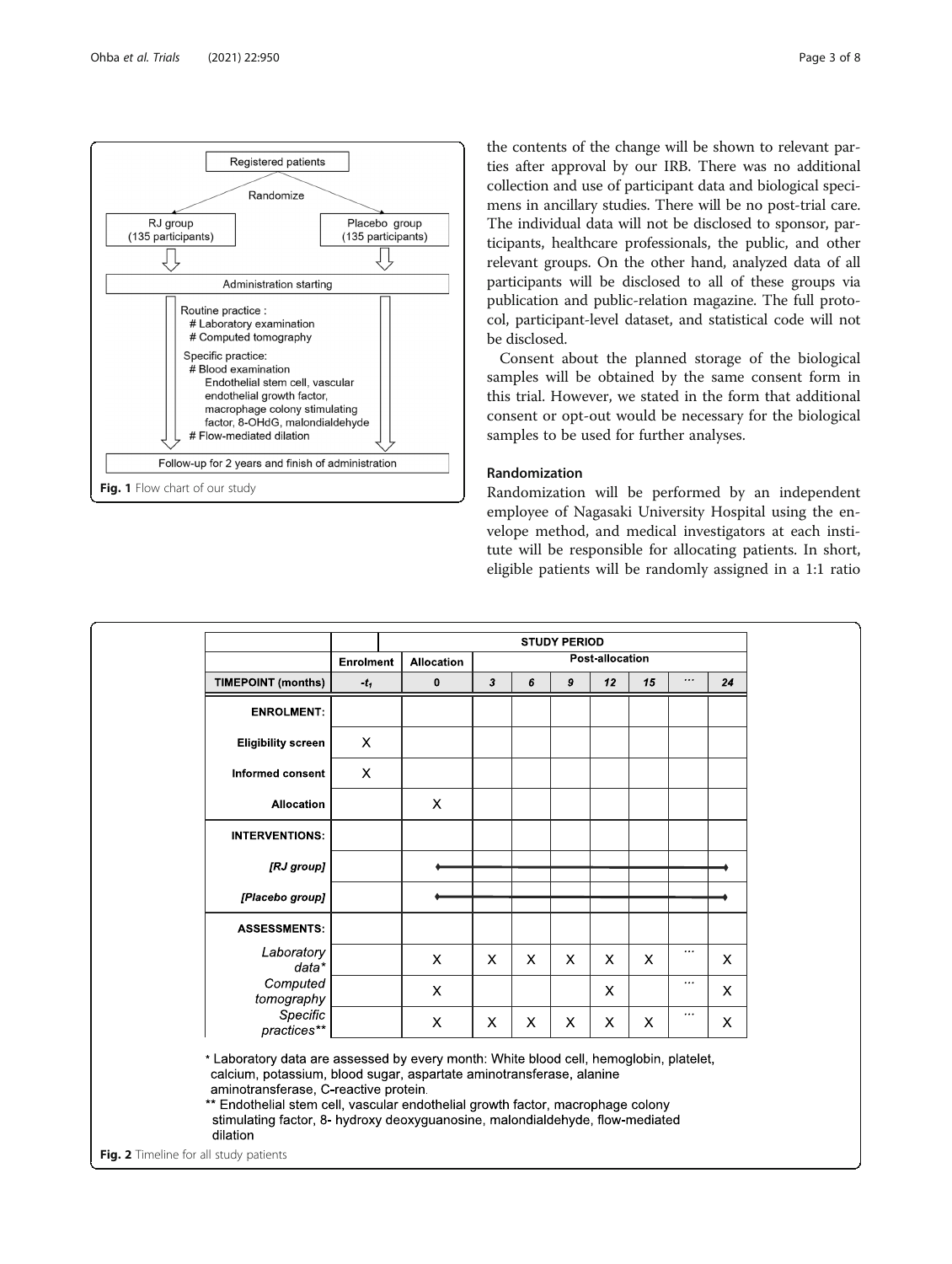Fig. 1 Flow chart of our study

the contents of the change will be shown to relevant parties after approval by our IRB. There was no additional collection and use of participant data and biological specimens in ancillary studies. There will be no post-trial care. The individual data will not be disclosed to sponsor, participants, healthcare professionals, the public, and other relevant groups. On the other hand, analyzed data of all participants will be disclosed to all of these groups via publication and public-relation magazine. The full protocol, participant-level dataset, and statistical code will not be disclosed.

Consent about the planned storage of the biological samples will be obtained by the same consent form in this trial. However, we stated in the form that additional consent or opt-out would be necessary for the biological samples to be used for further analyses.

## Randomization

Randomization will be performed by an independent employee of Nagasaki University Hospital using the envelope method, and medical investigators at each institute will be responsible for allocating patients. In short, eligible patients will be randomly assigned in a 1:1 ratio

| | STUDY PERIOD | | | | | | | | |
|---|---|---|---|---|---|---|---|---|---|
| | Enrolment | Allocation | Post-allocation | | | | | | |
| TIMEPOINT (months) | $-t_1$ | 0 | 3 | 6 | 9 | 12 | 15 | ... | 24 |
| ENROLMENT: | | | | | | | | | |
| Eligibility screen | X | | | | | | | | |
| Informed consent | X | | | | | | | | |
| Allocation | | X | | | | | | | |
| INTERVENTIONS: | | | | | | | | | |
| [RJ group] | | ← | — | — | — | — | — | — | → |
| [Placebo group] | | ← | — | — | — | — | — | — | → |
| ASSESSMENTS: | | | | | | | | | |
| Laboratory data* | | X | X | X | X | X | X | ... | X |
| Computed tomography | | X | | | | X | | ... | X |
| Specific practices** | | X | X | X | X | X | X | ... | X |

\* Laboratory data are assessed by every month: White blood cell, hemoglobin, platelet, calcium, potassium, blood sugar, aspartate aminotransferase, alanine aminotransferase, C-reactive protein.
\*\* Endothelial stem cell, vascular endothelial growth factor, macrophage colony stimulating factor, 8- hydroxy deoxyguanosine, malondialdehyde, flow-mediated dilation

Fig. 2 Timeline for all study patients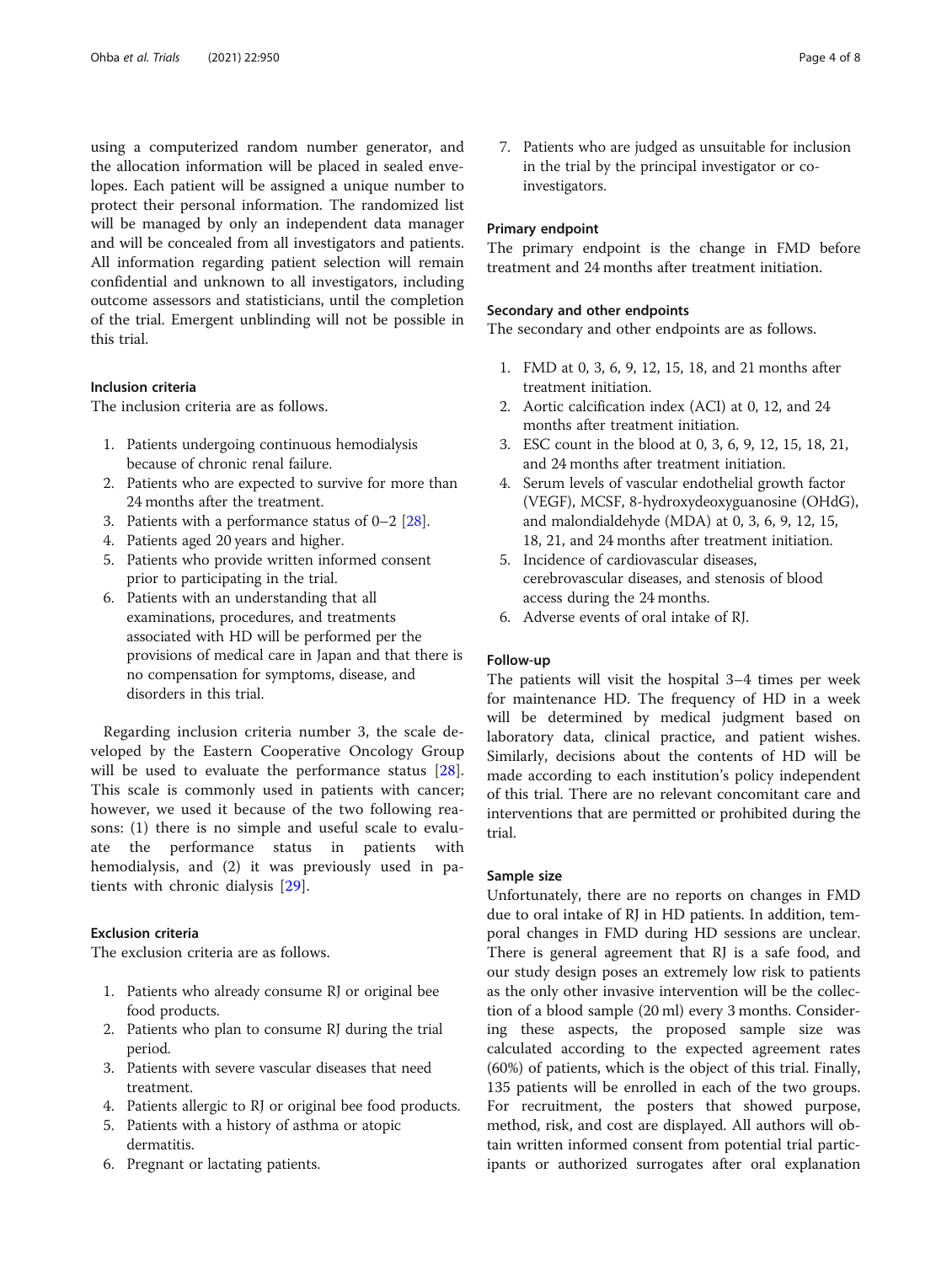using a computerized random number generator, and the allocation information will be placed in sealed envelopes. Each patient will be assigned a unique number to protect their personal information. The randomized list will be managed by only an independent data manager and will be concealed from all investigators and patients. All information regarding patient selection will remain confidential and unknown to all investigators, including outcome assessors and statisticians, until the completion of the trial. Emergent unblinding will not be possible in this trial.

### Inclusion criteria

The inclusion criteria are as follows.

1. Patients undergoing continuous hemodialysis because of chronic renal failure.
2. Patients who are expected to survive for more than 24 months after the treatment.
3. Patients with a performance status of 0–2 [28].
4. Patients aged 20 years and higher.
5. Patients who provide written informed consent prior to participating in the trial.
6. Patients with an understanding that all examinations, procedures, and treatments associated with HD will be performed per the provisions of medical care in Japan and that there is no compensation for symptoms, disease, and disorders in this trial.

Regarding inclusion criteria number 3, the scale developed by the Eastern Cooperative Oncology Group will be used to evaluate the performance status [28]. This scale is commonly used in patients with cancer; however, we used it because of the two following reasons: (1) there is no simple and useful scale to evaluate the performance status in patients with hemodialysis, and (2) it was previously used in patients with chronic dialysis [29].

### Exclusion criteria

The exclusion criteria are as follows.

1. Patients who already consume RJ or original bee food products.
2. Patients who plan to consume RJ during the trial period.
3. Patients with severe vascular diseases that need treatment.
4. Patients allergic to RJ or original bee food products.
5. Patients with a history of asthma or atopic dermatitis.
6. Pregnant or lactating patients.
7. Patients who are judged as unsuitable for inclusion in the trial by the principal investigator or co-investigators.

### Primary endpoint

The primary endpoint is the change in FMD before treatment and 24 months after treatment initiation.

### Secondary and other endpoints

The secondary and other endpoints are as follows.

1. FMD at 0, 3, 6, 9, 12, 15, 18, and 21 months after treatment initiation.
2. Aortic calcification index (ACI) at 0, 12, and 24 months after treatment initiation.
3. ESC count in the blood at 0, 3, 6, 9, 12, 15, 18, 21, and 24 months after treatment initiation.
4. Serum levels of vascular endothelial growth factor (VEGF), MCSF, 8-hydroxydeoxyguanosine (OHdG), and malondialdehyde (MDA) at 0, 3, 6, 9, 12, 15, 18, 21, and 24 months after treatment initiation.
5. Incidence of cardiovascular diseases, cerebrovascular diseases, and stenosis of blood access during the 24 months.
6. Adverse events of oral intake of RJ.

### Follow-up

The patients will visit the hospital 3–4 times per week for maintenance HD. The frequency of HD in a week will be determined by medical judgment based on laboratory data, clinical practice, and patient wishes. Similarly, decisions about the contents of HD will be made according to each institution's policy independent of this trial. There are no relevant concomitant care and interventions that are permitted or prohibited during the trial.

### Sample size

Unfortunately, there are no reports on changes in FMD due to oral intake of RJ in HD patients. In addition, temporal changes in FMD during HD sessions are unclear. There is general agreement that RJ is a safe food, and our study design poses an extremely low risk to patients as the only other invasive intervention will be the collection of a blood sample (20 ml) every 3 months. Considering these aspects, the proposed sample size was calculated according to the expected agreement rates (60%) of patients, which is the object of this trial. Finally, 135 patients will be enrolled in each of the two groups. For recruitment, the posters that showed purpose, method, risk, and cost are displayed. All authors will obtain written informed consent from potential trial participants or authorized surrogates after oral explanation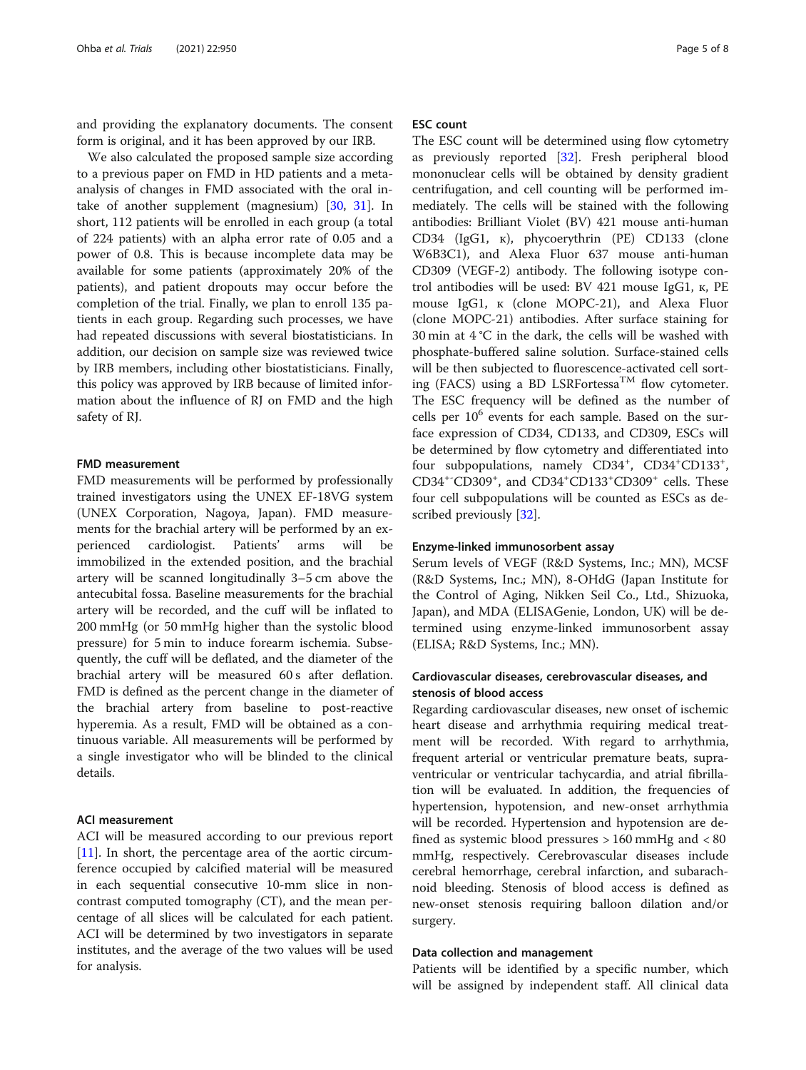and providing the explanatory documents. The consent form is original, and it has been approved by our IRB.

We also calculated the proposed sample size according to a previous paper on FMD in HD patients and a meta-analysis of changes in FMD associated with the oral intake of another supplement (magnesium) [30, 31]. In short, 112 patients will be enrolled in each group (a total of 224 patients) with an alpha error rate of 0.05 and a power of 0.8. This is because incomplete data may be available for some patients (approximately 20% of the patients), and patient dropouts may occur before the completion of the trial. Finally, we plan to enroll 135 patients in each group. Regarding such processes, we have had repeated discussions with several biostatisticians. In addition, our decision on sample size was reviewed twice by IRB members, including other biostatisticians. Finally, this policy was approved by IRB because of limited information about the influence of RJ on FMD and the high safety of RJ.

### FMD measurement

FMD measurements will be performed by professionally trained investigators using the UNEX EF-18VG system (UNEX Corporation, Nagoya, Japan). FMD measurements for the brachial artery will be performed by an experienced cardiologist. Patients' arms will be immobilized in the extended position, and the brachial artery will be scanned longitudinally 3–5 cm above the antecubital fossa. Baseline measurements for the brachial artery will be recorded, and the cuff will be inflated to 200 mmHg (or 50 mmHg higher than the systolic blood pressure) for 5 min to induce forearm ischemia. Subsequently, the cuff will be deflated, and the diameter of the brachial artery will be measured 60 s after deflation. FMD is defined as the percent change in the diameter of the brachial artery from baseline to post-reactive hyperemia. As a result, FMD will be obtained as a continuous variable. All measurements will be performed by a single investigator who will be blinded to the clinical details.

### ACI measurement

ACI will be measured according to our previous report [11]. In short, the percentage area of the aortic circumference occupied by calcified material will be measured in each sequential consecutive 10-mm slice in non-contrast computed tomography (CT), and the mean percentage of all slices will be calculated for each patient. ACI will be determined by two investigators in separate institutes, and the average of the two values will be used for analysis.

### ESC count

The ESC count will be determined using flow cytometry as previously reported [32]. Fresh peripheral blood mononuclear cells will be obtained by density gradient centrifugation, and cell counting will be performed immediately. The cells will be stained with the following antibodies: Brilliant Violet (BV) 421 mouse anti-human CD34 (IgG1, κ), phycoerythrin (PE) CD133 (clone W6B3C1), and Alexa Fluor 637 mouse anti-human CD309 (VEGF-2) antibody. The following isotype control antibodies will be used: BV 421 mouse IgG1, κ, PE mouse IgG1, κ (clone MOPC-21), and Alexa Fluor (clone MOPC-21) antibodies. After surface staining for 30 min at 4 °C in the dark, the cells will be washed with phosphate-buffered saline solution. Surface-stained cells will be then subjected to fluorescence-activated cell sorting (FACS) using a BD LSRFortessa™ flow cytometer. The ESC frequency will be defined as the number of cells per $10^6$ events for each sample. Based on the surface expression of CD34, CD133, and CD309, ESCs will be determined by flow cytometry and differentiated into four subpopulations, namely $CD34^+$, $CD34^+CD133^+$, $CD34^{+-}CD309^+$, and $CD34^+CD133^+CD309^+$ cells. These four cell subpopulations will be counted as ESCs as described previously [32].

### Enzyme-linked immunosorbent assay

Serum levels of VEGF (R&D Systems, Inc.; MN), MCSF (R&D Systems, Inc.; MN), 8-OHdG (Japan Institute for the Control of Aging, Nikken Seil Co., Ltd., Shizuoka, Japan), and MDA (ELISAGenie, London, UK) will be determined using enzyme-linked immunosorbent assay (ELISA; R&D Systems, Inc.; MN).

### Cardiovascular diseases, cerebrovascular diseases, and stenosis of blood access

Regarding cardiovascular diseases, new onset of ischemic heart disease and arrhythmia requiring medical treatment will be recorded. With regard to arrhythmia, frequent arterial or ventricular premature beats, supraventricular or ventricular tachycardia, and atrial fibrillation will be evaluated. In addition, the frequencies of hypertension, hypotension, and new-onset arrhythmia will be recorded. Hypertension and hypotension are defined as systemic blood pressures > 160 mmHg and < 80 mmHg, respectively. Cerebrovascular diseases include cerebral hemorrhage, cerebral infarction, and subarachnoid bleeding. Stenosis of blood access is defined as new-onset stenosis requiring balloon dilation and/or surgery.

### Data collection and management

Patients will be identified by a specific number, which will be assigned by independent staff. All clinical data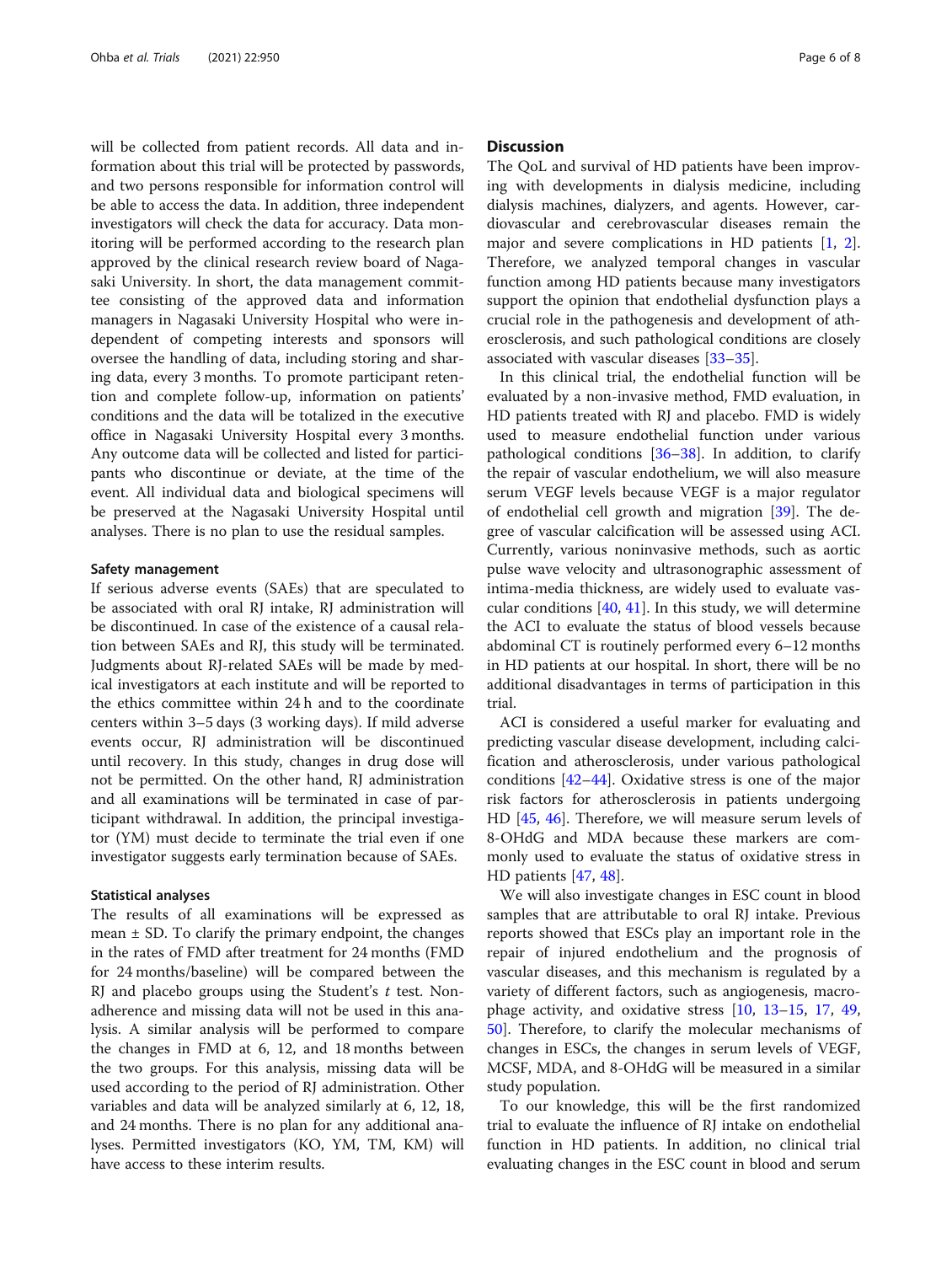will be collected from patient records. All data and information about this trial will be protected by passwords, and two persons responsible for information control will be able to access the data. In addition, three independent investigators will check the data for accuracy. Data monitoring will be performed according to the research plan approved by the clinical research review board of Nagasaki University. In short, the data management committee consisting of the approved data and information managers in Nagasaki University Hospital who were independent of competing interests and sponsors will oversee the handling of data, including storing and sharing data, every 3 months. To promote participant retention and complete follow-up, information on patients' conditions and the data will be totalized in the executive office in Nagasaki University Hospital every 3 months. Any outcome data will be collected and listed for participants who discontinue or deviate, at the time of the event. All individual data and biological specimens will be preserved at the Nagasaki University Hospital until analyses. There is no plan to use the residual samples.

### Safety management

If serious adverse events (SAEs) that are speculated to be associated with oral RJ intake, RJ administration will be discontinued. In case of the existence of a causal relation between SAEs and RJ, this study will be terminated. Judgments about RJ-related SAEs will be made by medical investigators at each institute and will be reported to the ethics committee within 24 h and to the coordinate centers within 3–5 days (3 working days). If mild adverse events occur, RJ administration will be discontinued until recovery. In this study, changes in drug dose will not be permitted. On the other hand, RJ administration and all examinations will be terminated in case of participant withdrawal. In addition, the principal investigator (YM) must decide to terminate the trial even if one investigator suggests early termination because of SAEs.

### Statistical analyses

The results of all examinations will be expressed as mean ± SD. To clarify the primary endpoint, the changes in the rates of FMD after treatment for 24 months (FMD for 24 months/baseline) will be compared between the RJ and placebo groups using the Student's *t* test. Non-adherence and missing data will not be used in this analysis. A similar analysis will be performed to compare the changes in FMD at 6, 12, and 18 months between the two groups. For this analysis, missing data will be used according to the period of RJ administration. Other variables and data will be analyzed similarly at 6, 12, 18, and 24 months. There is no plan for any additional analyses. Permitted investigators (KO, YM, TM, KM) will have access to these interim results.

## Discussion

The QoL and survival of HD patients have been improving with developments in dialysis medicine, including dialysis machines, dialyzers, and agents. However, cardiovascular and cerebrovascular diseases remain the major and severe complications in HD patients [1, 2]. Therefore, we analyzed temporal changes in vascular function among HD patients because many investigators support the opinion that endothelial dysfunction plays a crucial role in the pathogenesis and development of atherosclerosis, and such pathological conditions are closely associated with vascular diseases [33–35].

In this clinical trial, the endothelial function will be evaluated by a non-invasive method, FMD evaluation, in HD patients treated with RJ and placebo. FMD is widely used to measure endothelial function under various pathological conditions [36–38]. In addition, to clarify the repair of vascular endothelium, we will also measure serum VEGF levels because VEGF is a major regulator of endothelial cell growth and migration [39]. The degree of vascular calcification will be assessed using ACI. Currently, various noninvasive methods, such as aortic pulse wave velocity and ultrasonographic assessment of intima-media thickness, are widely used to evaluate vascular conditions [40, 41]. In this study, we will determine the ACI to evaluate the status of blood vessels because abdominal CT is routinely performed every 6–12 months in HD patients at our hospital. In short, there will be no additional disadvantages in terms of participation in this trial.

ACI is considered a useful marker for evaluating and predicting vascular disease development, including calcification and atherosclerosis, under various pathological conditions [42–44]. Oxidative stress is one of the major risk factors for atherosclerosis in patients undergoing HD [45, 46]. Therefore, we will measure serum levels of 8-OHdG and MDA because these markers are commonly used to evaluate the status of oxidative stress in HD patients [47, 48].

We will also investigate changes in ESC count in blood samples that are attributable to oral RJ intake. Previous reports showed that ESCs play an important role in the repair of injured endothelium and the prognosis of vascular diseases, and this mechanism is regulated by a variety of different factors, such as angiogenesis, macrophage activity, and oxidative stress [10, 13–15, 17, 49, 50]. Therefore, to clarify the molecular mechanisms of changes in ESCs, the changes in serum levels of VEGF, MCSF, MDA, and 8-OHdG will be measured in a similar study population.

To our knowledge, this will be the first randomized trial to evaluate the influence of RJ intake on endothelial function in HD patients. In addition, no clinical trial evaluating changes in the ESC count in blood and serum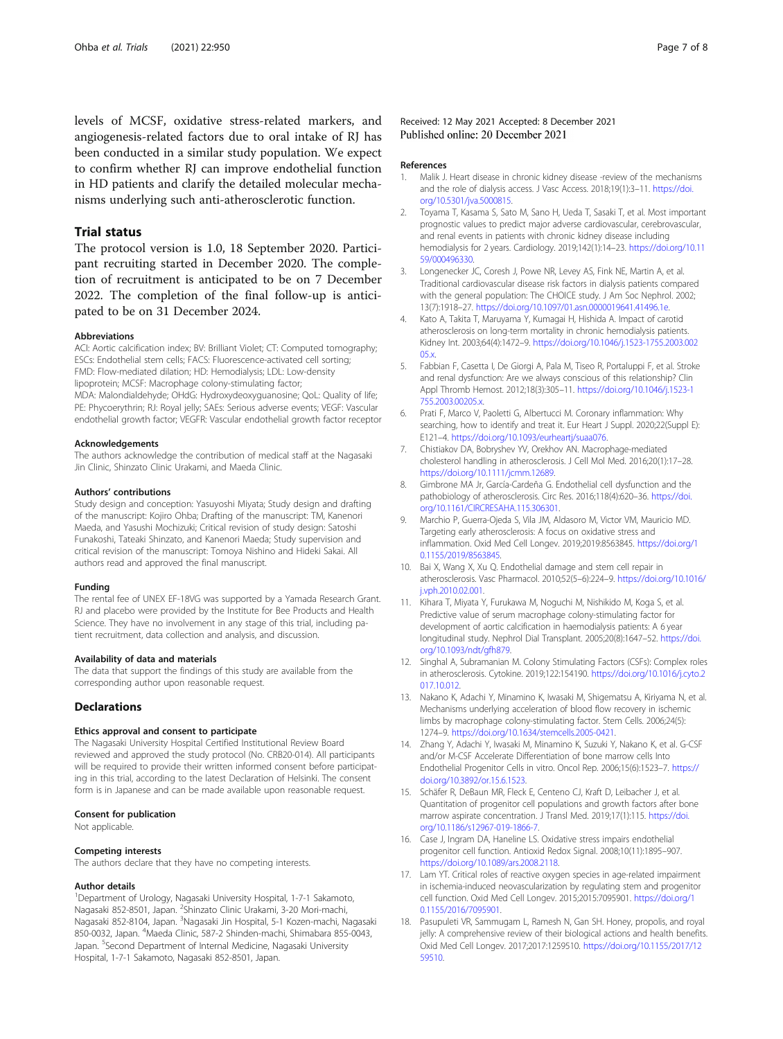levels of MCSF, oxidative stress-related markers, and angiogenesis-related factors due to oral intake of RJ has been conducted in a similar study population. We expect to confirm whether RJ can improve endothelial function in HD patients and clarify the detailed molecular mechanisms underlying such anti-atherosclerotic function.

## Trial status

The protocol version is 1.0, 18 September 2020. Participant recruiting started in December 2020. The completion of recruitment is anticipated to be on 7 December 2022. The completion of the final follow-up is anticipated to be on 31 December 2024.

### Abbreviations

ACI: Aortic calcification index; BV: Brilliant Violet; CT: Computed tomography; ESCs: Endothelial stem cells; FACS: Fluorescence-activated cell sorting; FMD: Flow-mediated dilation; HD: Hemodialysis; LDL: Low-density lipoprotein; MCSF: Macrophage colony-stimulating factor; MDA: Malondialdehyde; OHdG: Hydroxydeoxyguanosine; QoL: Quality of life; PE: Phycoerythrin; RJ: Royal jelly; SAEs: Serious adverse events; VEGF: Vascular endothelial growth factor; VEGFR: Vascular endothelial growth factor receptor

### Acknowledgements

The authors acknowledge the contribution of medical staff at the Nagasaki Jin Clinic, Shinzato Clinic Urakami, and Maeda Clinic.

### Authors' contributions

Study design and conception: Yasuyoshi Miyata; Study design and drafting of the manuscript: Kojiro Ohba; Drafting of the manuscript: TM, Kanenori Maeda, and Yasushi Mochizuki; Critical revision of study design: Satoshi Funakoshi, Tateaki Shinzato, and Kanenori Maeda; Study supervision and critical revision of the manuscript: Tomoya Nishino and Hideki Sakai. All authors read and approved the final manuscript.

### Funding

The rental fee of UNEX EF-18VG was supported by a Yamada Research Grant. RJ and placebo were provided by the Institute for Bee Products and Health Science. They have no involvement in any stage of this trial, including patient recruitment, data collection and analysis, and discussion.

### Availability of data and materials

The data that support the findings of this study are available from the corresponding author upon reasonable request.

## Declarations

### Ethics approval and consent to participate

The Nagasaki University Hospital Certified Institutional Review Board reviewed and approved the study protocol (No. CRB20-014). All participants will be required to provide their written informed consent before participating in this trial, according to the latest Declaration of Helsinki. The consent form is in Japanese and can be made available upon reasonable request.

### Consent for publication

Not applicable.

### Competing interests

The authors declare that they have no competing interests.

### Author details

[1]Department of Urology, Nagasaki University Hospital, 1-7-1 Sakamoto, Nagasaki 852-8501, Japan. [2]Shinzato Clinic Urakami, 3-20 Mori-machi, Nagasaki 852-8104, Japan. [3]Nagasaki Jin Hospital, 5-1 Kozen-machi, Nagasaki 850-0032, Japan. [4]Maeda Clinic, 587-2 Shinden-machi, Shimabara 855-0043, Japan. [5]Second Department of Internal Medicine, Nagasaki University Hospital, 1-7-1 Sakamoto, Nagasaki 852-8501, Japan.

Received: 12 May 2021 Accepted: 8 December 2021
Published online: 20 December 2021

### References

1. Malik J. Heart disease in chronic kidney disease -review of the mechanisms and the role of dialysis access. J Vasc Access. 2018;19(1):3–11. https://doi.org/10.5301/jva.5000815.
2. Toyama T, Kasama S, Sato M, Sano H, Ueda T, Sasaki T, et al. Most important prognostic values to predict major adverse cardiovascular, cerebrovascular, and renal events in patients with chronic kidney disease including hemodialysis for 2 years. Cardiology. 2019;142(1):14–23. https://doi.org/10.1159/000496330.
3. Longenecker JC, Coresh J, Powe NR, Levey AS, Fink NE, Martin A, et al. Traditional cardiovascular disease risk factors in dialysis patients compared with the general population: The CHOICE study. J Am Soc Nephrol. 2002; 13(7):1918–27. https://doi.org/10.1097/01.asn.0000019641.41496.1e.
4. Kato A, Takita T, Maruyama Y, Kumagai H, Hishida A. Impact of carotid atherosclerosis on long-term mortality in chronic hemodialysis patients. Kidney Int. 2003;64(4):1472–9. https://doi.org/10.1046/j.1523-1755.2003.00205.x.
5. Fabbian F, Casetta I, De Giorgi A, Pala M, Tiseo R, Portaluppi F, et al. Stroke and renal dysfunction: Are we always conscious of this relationship? Clin Appl Thromb Hemost. 2012;18(3):305–11. https://doi.org/10.1046/j.1523-1755.2003.00205.x.
6. Prati F, Marco V, Paoletti G, Albertucci M. Coronary inflammation: Why searching, how to identify and treat it. Eur Heart J Suppl. 2020;22(Suppl E): E121–4. https://doi.org/10.1093/eurheartj/suaa076.
7. Chistiakov DA, Bobryshev YV, Orekhov AN. Macrophage-mediated cholesterol handling in atherosclerosis. J Cell Mol Med. 2016;20(1):17–28. https://doi.org/10.1111/jcmm.12689.
8. Gimbrone MA Jr, García-Cardeña G. Endothelial cell dysfunction and the pathobiology of atherosclerosis. Circ Res. 2016;118(4):620–36. https://doi.org/10.1161/CIRCRESAHA.115.306301.
9. Marchio P, Guerra-Ojeda S, Vila JM, Aldasoro M, Victor VM, Mauricio MD. Targeting early atherosclerosis: A focus on oxidative stress and inflammation. Oxid Med Cell Longev. 2019;2019:8563845. https://doi.org/10.1155/2019/8563845.
10. Bai X, Wang X, Xu Q. Endothelial damage and stem cell repair in atherosclerosis. Vasc Pharmacol. 2010;52(5–6):224–9. https://doi.org/10.1016/j.vph.2010.02.001.
11. Kihara T, Miyata Y, Furukawa M, Noguchi M, Nishikido M, Koga S, et al. Predictive value of serum macrophage colony-stimulating factor for development of aortic calcification in haemodialysis patients: A 6 year longitudinal study. Nephrol Dial Transplant. 2005;20(8):1647–52. https://doi.org/10.1093/ndt/gfh879.
12. Singhal A, Subramanian M. Colony Stimulating Factors (CSFs): Complex roles in atherosclerosis. Cytokine. 2019;122:154190. https://doi.org/10.1016/j.cyto.2017.10.012.
13. Nakano K, Adachi Y, Minamino K, Iwasaki M, Shigematsu A, Kiriyama N, et al. Mechanisms underlying acceleration of blood flow recovery in ischemic limbs by macrophage colony-stimulating factor. Stem Cells. 2006;24(5): 1274–9. https://doi.org/10.1634/stemcells.2005-0421.
14. Zhang Y, Adachi Y, Iwasaki M, Minamino K, Suzuki Y, Nakano K, et al. G-CSF and/or M-CSF Accelerate Differentiation of bone marrow cells Into Endothelial Progenitor Cells in vitro. Oncol Rep. 2006;15(6):1523–7. https://doi.org/10.3892/or.15.6.1523.
15. Schäfer R, DeBaun MR, Fleck E, Centeno CJ, Kraft D, Leibacher J, et al. Quantitation of progenitor cell populations and growth factors after bone marrow aspirate concentration. J Transl Med. 2019;17(1):115. https://doi.org/10.1186/s12967-019-1866-7.
16. Case J, Ingram DA, Haneline LS. Oxidative stress impairs endothelial progenitor cell function. Antioxid Redox Signal. 2008;10(11):1895–907. https://doi.org/10.1089/ars.2008.2118.
17. Lam YT. Critical roles of reactive oxygen species in age-related impairment in ischemia-induced neovascularization by regulating stem and progenitor cell function. Oxid Med Cell Longev. 2015;2015:7095901. https://doi.org/10.1155/2016/7095901.
18. Pasupuleti VR, Sammugam L, Ramesh N, Gan SH. Honey, propolis, and royal jelly: A comprehensive review of their biological actions and health benefits. Oxid Med Cell Longev. 2017;2017:1259510. https://doi.org/10.1155/2017/1259510.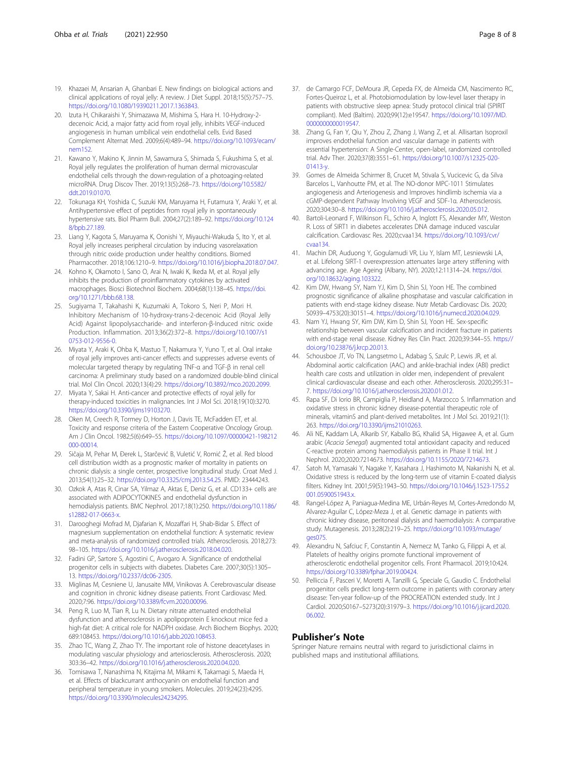19. Khazaei M, Ansarian A, Ghanbari E. New findings on biological actions and clinical applications of royal jelly: A review. J Diet Suppl. 2018;15(5):757–75. https://doi.org/10.1080/19390211.2017.1363843.
20. Izuta H, Chikaraishi Y, Shimazawa M, Mishima S, Hara H. 10-Hydroxy-2-decenoic Acid, a major fatty acid from royal jelly, inhibits VEGF-induced angiogenesis in human umbilical vein endothelial cells. Evid Based Complement Alternat Med. 2009;6(4):489–94. https://doi.org/10.1093/ecam/nem152.
21. Kawano Y, Makino K, Jinnin M, Sawamura S, Shimada S, Fukushima S, et al. Royal jelly regulates the proliferation of human dermal microvascular endothelial cells through the down-regulation of a photoaging-related microRNA. Drug Discov Ther. 2019;13(5):268–73. https://doi.org/10.5582/ddt.2019.01070.
22. Tokunaga KH, Yoshida C, Suzuki KM, Maruyama H, Futamura Y, Araki Y, et al. Antihypertensive effect of peptides from royal jelly in spontaneously hypertensive rats. Biol Pharm Bull. 2004;27(2):189–92. https://doi.org/10.1248/bpb.27.189.
23. Liang Y, Kagota S, Maruyama K, Oonishi Y, Miyauchi-Wakuda S, Ito Y, et al. Royal jelly increases peripheral circulation by inducing vasorelaxation through nitric oxide production under healthy conditions. Biomed Pharmacother. 2018;106:1210–9. https://doi.org/10.1016/j.biopha.2018.07.047.
24. Kohno K, Okamoto I, Sano O, Arai N, Iwaki K, Ikeda M, et al. Royal jelly inhibits the production of proinflammatory cytokines by activated macrophages. Biosci Biotechnol Biochem. 2004;68(1):138–45. https://doi.org/10.1271/bbb.68.138.
25. Sugiyama T, Takahashi K, Kuzumaki A, Tokoro S, Neri P, Mori H. Inhibitory Mechanism of 10-hydroxy-trans-2-decenoic Acid (Royal Jelly Acid) Against lipopolysaccharide- and interferon-β-Induced nitric oxide Production. Inflammation. 2013;36(2):372–8. https://doi.org/10.1007/s10753-012-9556-0.
26. Miyata Y, Araki K, Ohba K, Mastuo T, Nakamura Y, Yuno T, et al. Oral intake of royal jelly improves anti-cancer effects and suppresses adverse events of molecular targeted therapy by regulating TNF-α and TGF-β in renal cell carcinoma: A preliminary study based on a randomized double-blind clinical trial. Mol Clin Oncol. 2020;13(4):29. https://doi.org/10.3892/mco.2020.2099.
27. Miyata Y, Sakai H. Anti-cancer and protective effects of royal jelly for therapy-induced toxicities in malignancies. Int J Mol Sci. 2018;19(10):3270. https://doi.org/10.3390/ijms19103270.
28. Oken M, Creech R, Tormey D, Horton J, Davis TE, McFadden ET, et al. Toxicity and response criteria of the Eastern Cooperative Oncology Group. Am J Clin Oncol. 1982;5(6):649–55. https://doi.org/10.1097/00000421-198212000-00014.
29. Sičaja M, Pehar M, Đerek L, Starčević B, Vuletić V, Romić Ž, et al. Red blood cell distribution width as a prognostic marker of mortality in patients on chronic dialysis: a single center, prospective longitudinal study. Croat Med J. 2013;54(1):25–32. https://doi.org/10.3325/cmj.2013.54.25. PMID: 23444243.
30. Ozkok A, Atas R, Cinar SA, Yilmaz A, Aktas E, Deniz G, et al. CD133+ cells are associated with ADIPOCYTOKINES and endothelial dysfunction in hemodialysis patients. BMC Nephrol. 2017;18(1):250. https://doi.org/10.1186/s12882-017-0663-x.
31. Darooghegi Mofrad M, Djafarian K, Mozaffari H, Shab-Bidar S. Effect of magnesium supplementation on endothelial function: A systematic review and meta-analysis of randomized controlled trials. Atherosclerosis. 2018;273:98–105. https://doi.org/10.1016/j.atherosclerosis.2018.04.020.
32. Fadini GP, Sartore S, Agostini C, Avogaro A. Significance of endothelial progenitor cells in subjects with diabetes. Diabetes Care. 2007;30(5):1305–13. https://doi.org/10.2337/dc06-2305.
33. Miglinas M, Cesniene U, Janusaite MM, Vinikovas A. Cerebrovascular disease and cognition in chronic kidney disease patients. Front Cardiovasc Med. 2020;7:96. https://doi.org/10.3389/fcvm.2020.00096.
34. Peng R, Luo M, Tian R, Lu N. Dietary nitrate attenuated endothelial dysfunction and atherosclerosis in apolipoprotein E knockout mice fed a high-fat diet: A critical role for NADPH oxidase. Arch Biochem Biophys. 2020;689:108453. https://doi.org/10.1016/j.abb.2020.108453.
35. Zhao TC, Wang Z, Zhao TY. The important role of histone deacetylases in modulating vascular physiology and arteriosclerosis. Atherosclerosis. 2020;303:36–42. https://doi.org/10.1016/j.atherosclerosis.2020.04.020.
36. Tomisawa T, Nanashima N, Kitajima M, Mikami K, Takamagi S, Maeda H, et al. Effects of blackcurrant anthocyanin on endothelial function and peripheral temperature in young smokers. Molecules. 2019;24(23):4295. https://doi.org/10.3390/molecules24234295.
37. de Camargo FCF, DeMoura JR, Cepeda FX, de Almeida CM, Nascimento RC, Fortes-Queiroz L, et al. Photobiomodulation by low-level laser therapy in patients with obstructive sleep apnea: Study protocol clinical trial (SPIRIT compliant). Med (Baltim). 2020;99(12):e19547. https://doi.org/10.1097/MD.0000000000019547.
38. Zhang G, Fan Y, Qiu Y, Zhou Z, Zhang J, Wang Z, et al. Allisartan Isoproxil improves endothelial function and vascular damage in patients with essential hypertension: A Single-Center, open-label, randomized controlled trial. Adv Ther. 2020;37(8):3551–61. https://doi.org/10.1007/s12325-020-01413-y.
39. Gomes de Almeida Schirmer B, Crucet M, Stivala S, Vucicevic G, da Silva Barcelos L, Vanhoutte PM, et al. The NO-donor MPC-1011 Stimulates angiogenesis and Arteriogenesis and Improves hindlimb ischemia via a cGMP-dependent Pathway Involving VEGF and SDF-1α. Atherosclerosis. 2020;304:30–8. https://doi.org/10.1016/j.atherosclerosis.2020.05.012.
40. Bartoli-Leonard F, Wilkinson FL, Schiro A, Inglott FS, Alexander MY, Weston R. Loss of SIRT1 in diabetes accelerates DNA damage induced vascular calcification. Cardiovasc Res. 2020;cvaa134. https://doi.org/10.1093/cvr/cvaa134.
41. Machin DR, Auduong Y, Gogulamudi VR, Liu Y, Islam MT, Lesniewski LA, et al. Lifelong SIRT-1 overexpression attenuates large artery stiffening with advancing age. Age Ageing (Albany, NY). 2020;12:11314–24. https://doi.org/10.18632/aging.103322.
42. Kim DW, Hwang SY, Nam YJ, Kim D, Shin SJ, Yoon HE. The combined prognostic significance of alkaline phosphatase and vascular calcification in patients with end-stage kidney disease. Nutr Metab Cardiovasc Dis. 2020;S0939–4753(20):30151–4. https://doi.org/10.1016/j.numecd.2020.04.029.
43. Nam YJ, Hwang SY, Kim DW, Kim D, Shin SJ, Yoon HE. Sex-specific relationship between vascular calcification and incident fracture in patients with end-stage renal disease. Kidney Res Clin Pract. 2020;39:344–55. https://doi.org/10.23876/j.krcp.20.013.
44. Schousboe JT, Vo TN, Langsetmo L, Adabag S, Szulc P, Lewis JR, et al. Abdominal aortic calcification (AAC) and ankle-brachial index (ABI) predict health care costs and utilization in older men, independent of prevalent clinical cardiovascular disease and each other. Atherosclerosis. 2020;295:31–7. https://doi.org/10.1016/j.atherosclerosis.2020.01.012.
45. Rapa SF, Di Iorio BR, Campiglia P, Heidland A, Marzocco S. Inflammation and oxidative stress in chronic kidney disease-potential therapeutic role of minerals, vitaminS and plant-derived metabolites. Int J Mol Sci. 2019;21(1):263. https://doi.org/10.3390/ijms21010263.
46. Ali NE, Kaddam LA, Alkarib SY, Kaballo BG, Khalid SA, Higawee A, et al. Gum arabic (*Acacia Senegal*) augmented total antioxidant capacity and reduced C-reactive protein among haemodialysis patients in Phase II trial. Int J Nephrol. 2020;2020:7214673. https://doi.org/10.1155/2020/7214673.
47. Satoh M, Yamasaki Y, Nagake Y, Kasahara J, Hashimoto M, Nakanishi N, et al. Oxidative stress is reduced by the long-term use of vitamin E-coated dialysis filters. Kidney Int. 2001;59(5):1943–50. https://doi.org/10.1046/j.1523-1755.2001.0590051943.x.
48. Rangel-López A, Paniagua-Medina ME, Urbán-Reyes M, Cortes-Arredondo M, Alvarez-Aguilar C, López-Meza J, et al. Genetic damage in patients with chronic kidney disease, peritoneal dialysis and haemodialysis: A comparative study. Mutagenesis. 2013;28(2):219–25. https://doi.org/10.1093/mutage/ges075.
49. Alexandru N, Safciuc F, Constantin A, Nemecz M, Tanko G, Filippi A, et al. Platelets of healthy origins promote functional improvement of atherosclerotic endothelial progenitor cells. Front Pharmacol. 2019;10:424. https://doi.org/10.3389/fphar.2019.00424.
50. Pelliccia F, Pasceri V, Moretti A, Tanzilli G, Speciale G, Gaudio C. Endothelial progenitor cells predict long-term outcome in patients with coronary artery disease: Ten-year follow-up of the PROCREATION extended study. Int J Cardiol. 2020;S0167–5273(20):31979–3. https://doi.org/10.1016/j.ijcard.2020.06.002.

## Publisher's Note

Springer Nature remains neutral with regard to jurisdictional claims in published maps and institutional affiliations.